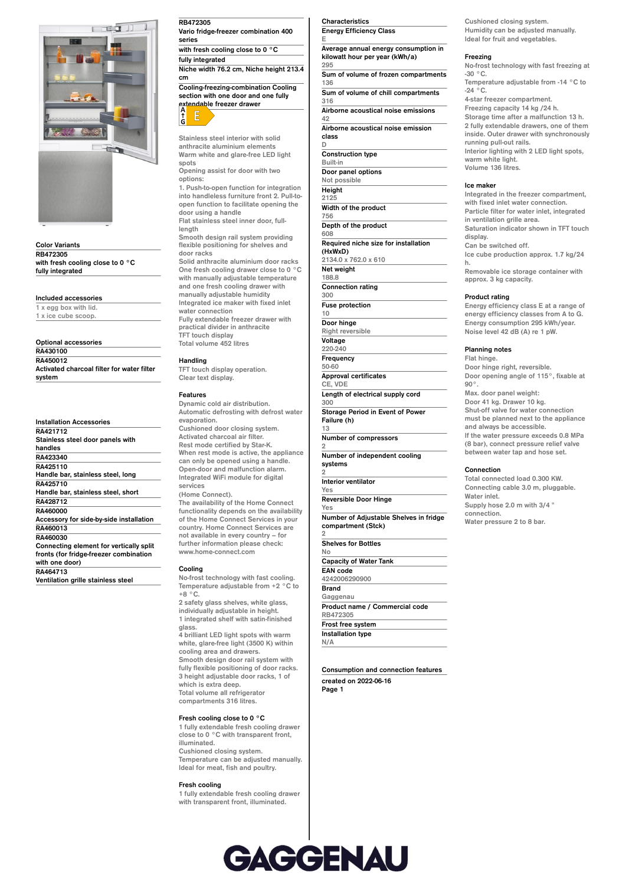## Color Variants

**RB472305**
**with fresh cooling close to 0 °C**
**fully integrated**

## Included accessories

1 x egg box with lid.
1 x ice cube scoop.

## Optional accessories

**RA430100**
**RA450012**
**Activated charcoal filter for water filter system**

## Installation Accessories

**RA421712**
**Stainless steel door panels with handles**
**RA423340**
**RA425110**
**Handle bar, stainless steel, long**
**RA425710**
**Handle bar, stainless steel, short**
**RA428712**
**RA460000**
**Accessory for side-by-side installation**
**RA460013**
**RA460030**
**Connecting element for vertically split fronts (for fridge-freezer combination with one door)**
**RA464713**
**Ventilation grille stainless steel**

# RB472305

**Vario fridge-freezer combination 400 series**
**with fresh cooling close to 0 °C**
**fully integrated**
**Niche width 76.2 cm, Niche height 213.4 cm**
**Cooling-freezing-combination Cooling section with one door and one fully extendable freezer drawer**

A ↑ G E

Stainless steel interior with solid anthracite aluminium elements
Warm white and glare-free LED light spots
Opening assist for door with two options:
1. Push-to-open function for integration into handleless furniture front 2. Pull-to-open function to facilitate opening the door using a handle
Flat stainless steel inner door, full-length
Smooth design rail system providing flexible positioning for shelves and door racks
Solid anthracite aluminium door racks
One fresh cooling drawer close to 0 °C with manually adjustable temperature and one fresh cooling drawer with manually adjustable humidity
Integrated ice maker with fixed inlet water connection
Fully extendable freezer drawer with practical divider in anthracite
TFT touch display
Total volume 452 litres

## Handling

TFT touch display operation.
Clear text display.

## Features

Dynamic cold air distribution.
Automatic defrosting with defrost water evaporation.
Cushioned door closing system.
Activated charcoal air filter.
Rest mode certified by Star-K.
When rest mode is active, the appliance can only be opened using a handle.
Open-door and malfunction alarm.
Integrated WiFi module for digital services
(Home Connect).
The availability of the Home Connect functionality depends on the availability of the Home Connect Services in your country. Home Connect Services are not available in every country – for further information please check: www.home-connect.com

## Cooling

No-frost technology with fast cooling.
Temperature adjustable from +2 °C to +8 °C.
2 safety glass shelves, white glass, individually adjustable in height.
1 integrated shelf with satin-finished glass.
4 brilliant LED light spots with warm white, glare-free light (3500 K) within cooling area and drawers.
Smooth design door rail system with fully flexible positioning of door racks.
3 height adjustable door racks, 1 of which is extra deep.
Total volume all refrigerator compartments 316 litres.

## Fresh cooling close to 0 °C

1 fully extendable fresh cooling drawer close to 0 °C with transparent front, illuminated.
Cushioned closing system.
Temperature can be adjusted manually.
Ideal for meat, fish and poultry.

## Fresh cooling

1 fully extendable fresh cooling drawer with transparent front, illuminated.
Cushioned closing system.
Humidity can be adjusted manually.
Ideal for fruit and vegetables.

## Characteristics

| Characteristic | Value |
|---|---|
| Energy Efficiency Class | E |
| Average annual energy consumption in kilowatt hour per year (kWh/a) | 295 |
| Sum of volume of frozen compartments | 136 |
| Sum of volume of chill compartments | 316 |
| Airborne acoustical noise emissions | 42 |
| Airborne acoustical noise emission class | D |
| Construction type | Built-in |
| Door panel options | Not possible |
| Height | 2125 |
| Width of the product | 756 |
| Depth of the product | 608 |
| Required niche size for installation (HxWxD) | 2134.0 x 762.0 x 610 |
| Net weight | 188.8 |
| Connection rating | 300 |
| Fuse protection | 10 |
| Door hinge | Right reversible |
| Voltage | 220-240 |
| Frequency | 50-60 |
| Approval certificates | CE, VDE |
| Length of electrical supply cord | 300 |
| Storage Period in Event of Power Failure (h) | 13 |
| Number of compressors | 2 |
| Number of independent cooling systems | 2 |
| Interior ventilator | Yes |
| Reversible Door Hinge | Yes |
| Number of Adjustable Shelves in fridge compartment (Stck) | 2 |
| Shelves for Bottles | No |
| Capacity of Water Tank | |
| EAN code | 4242006290900 |
| Brand | Gaggenau |
| Product name / Commercial code | RB472305 |
| Frost free system | |
| Installation type | N/A |

**Consumption and connection features**

created on 2022-06-16

## Freezing

No-frost technology with fast freezing at -30 °C.
Temperature adjustable from -14 °C to -24 °C.
4-star freezer compartment.
Freezing capacity 14 kg /24 h.
Storage time after a malfunction 13 h.
2 fully extendable drawers, one of them inside. Outer drawer with synchronously running pull-out rails.
Interior lighting with 2 LED light spots, warm white light.
Volume 136 litres.

## Ice maker

Integrated in the freezer compartment, with fixed inlet water connection.
Particle filter for water inlet, integrated in ventilation grille area.
Saturation indicator shown in TFT touch display.
Can be switched off.
Ice cube production approx. 1.7 kg/24 h.
Removable ice storage container with approx. 3 kg capacity.

## Product rating

Energy efficiency class E at a range of energy efficiency classes from A to G.
Energy consumption 295 kWh/year.
Noise level 42 dB (A) re 1 pW.

## Planning notes

Flat hinge.
Door hinge right, reversible.
Door opening angle of 115°, fixable at 90°.
Max. door panel weight:
Door 41 kg. Drawer 10 kg.
Shut-off valve for water connection must be planned next to the appliance and always be accessible.
If the water pressure exceeds 0.8 MPa (8 bar), connect pressure relief valve between water tap and hose set.

## Connection

Total connected load 0.300 KW.
Connecting cable 3.0 m, pluggable.
Water inlet.
Supply hose 2.0 m with 3/4 " connection.
Water pressure 2 to 8 bar.

GAGGENAU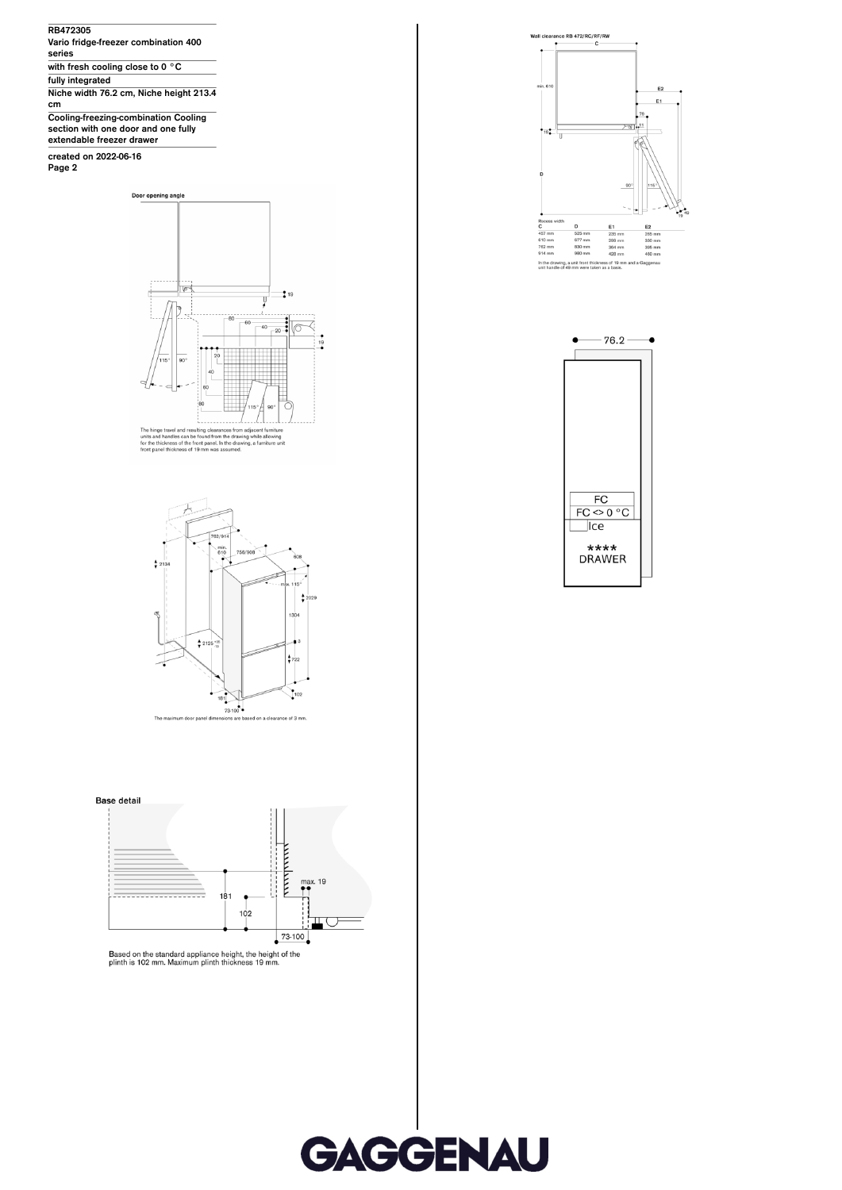RB472305

Vario fridge-freezer combination 400 series

with fresh cooling close to 0 °C

fully integrated

Niche width 76.2 cm, Niche height 213.4 cm

Cooling-freezing-combination Cooling section with one door and one fully extendable freezer drawer

created on 2022-06-16

Door opening angle

The hinge travel and resulting clearances from adjacent furniture units and handles can be found from the drawing while allowing for the thickness of the front panel. In the drawing, a furniture unit front panel thickness of 19 mm was assumed.

The maximum door panel dimensions are based on a clearance of 3 mm.

Base detail

Based on the standard appliance height, the height of the plinth is 102 mm. Maximum plinth thickness 19 mm.

Wall clearance RB 472/RC/RF/RW

| Recess width C | D | E1 | E2 |
| --- | --- | --- | --- |
| 457 mm | 525 mm | 235 mm | 265 mm |
| 610 mm | 677 mm | 299 mm | 330 mm |
| 762 mm | 830 mm | 364 mm | 395 mm |
| 914 mm | 990 mm | 428 mm | 460 mm |

In the drawing, a unit front thickness of 19 mm and a Gaggenau unit handle of 49 mm were taken as a basis.

76.2

FC

FC <> 0 °C

Ice

****
DRAWER